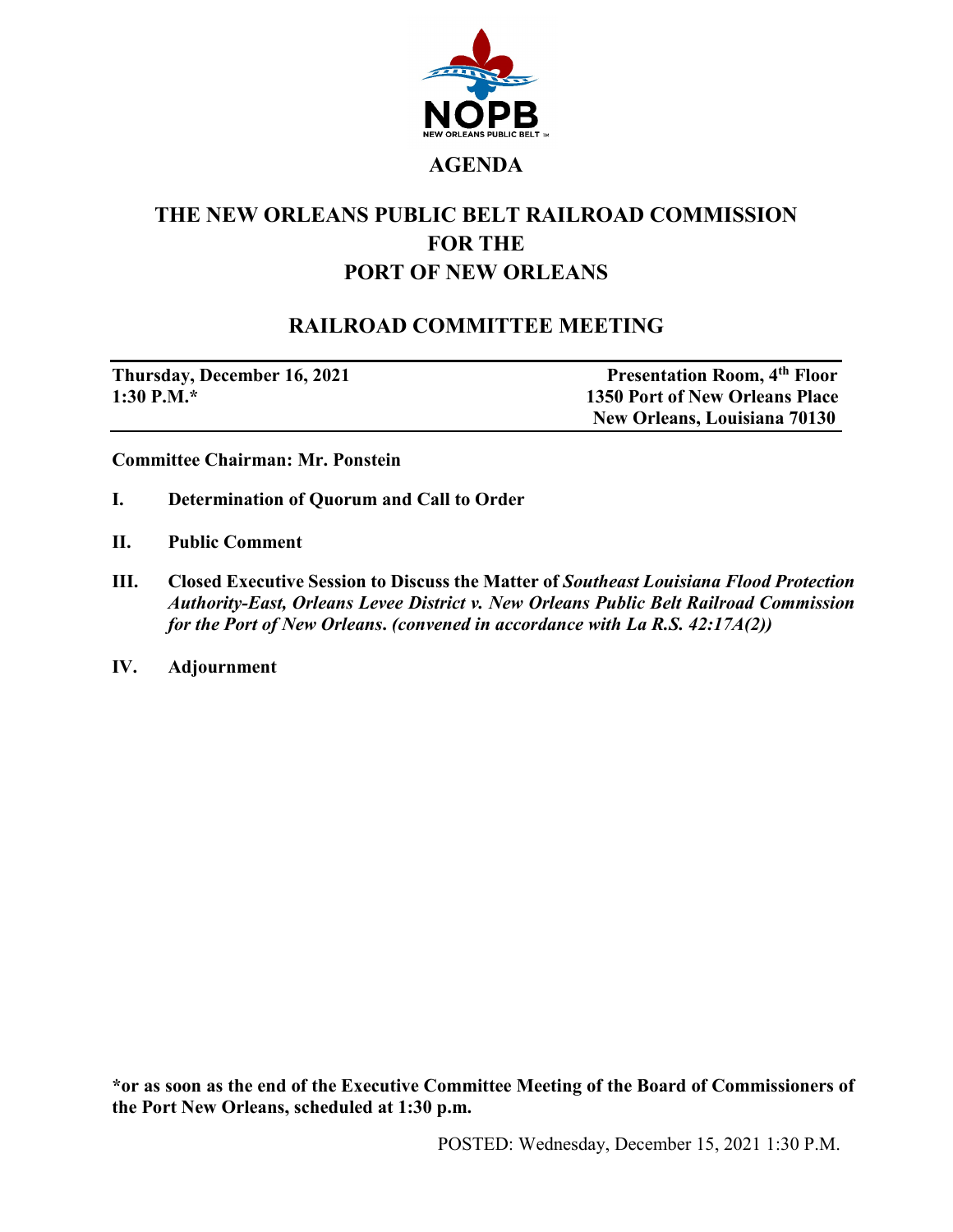NOPB

NEW ORLEANS PUBLIC BELT ™

# AGENDA

# THE NEW ORLEANS PUBLIC BELT RAILROAD COMMISSION FOR THE PORT OF NEW ORLEANS

## RAILROAD COMMITTEE MEETING

| **Thursday, December 16, 2021** | **Presentation Room, 4th Floor** |
|---|---|
| **1:30 P.M.*** | **1350 Port of New Orleans Place** |
| | **New Orleans, Louisiana 70130** |

**Committee Chairman: Mr. Ponstein**

**I. Determination of Quorum and Call to Order**

**II. Public Comment**

**III. Closed Executive Session to Discuss the Matter of *Southeast Louisiana Flood Protection Authority-East, Orleans Levee District v. New Orleans Public Belt Railroad Commission for the Port of New Orleans*. *(convened in accordance with La R.S. 42:17A(2))***

**IV. Adjournment**

**\*or as soon as the end of the Executive Committee Meeting of the Board of Commissioners of the Port New Orleans, scheduled at 1:30 p.m.**

POSTED: Wednesday, December 15, 2021 1:30 P.M.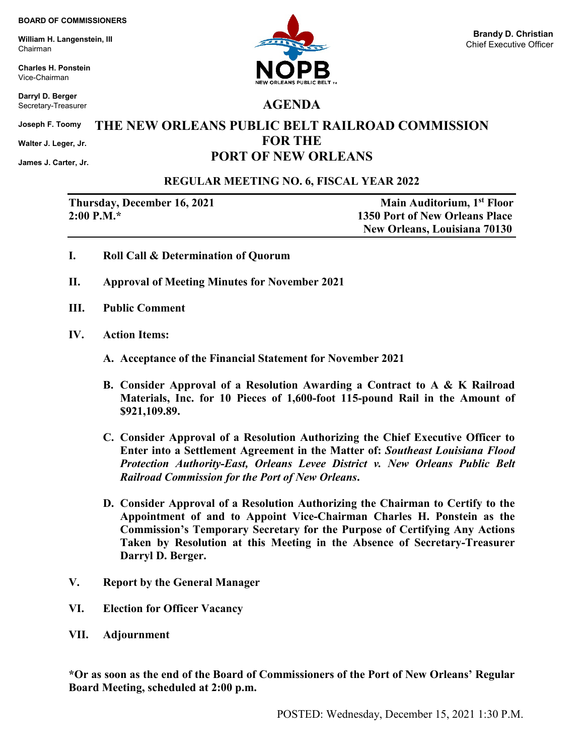**BOARD OF COMMISSIONERS**

**William H. Langenstein, III**
Chairman

**Charles H. Ponstein**
Vice-Chairman

**Darryl D. Berger**
Secretary-Treasurer

**Joseph F. Toomy**

**Walter J. Leger, Jr.**

**James J. Carter, Jr.**

**Brandy D. Christian**
Chief Executive Officer

# AGENDA

# THE NEW ORLEANS PUBLIC BELT RAILROAD COMMISSION FOR THE PORT OF NEW ORLEANS

## REGULAR MEETING NO. 6, FISCAL YEAR 2022

| | |
|---|---|
| **Thursday, December 16, 2021** | **Main Auditorium, 1st Floor** |
| **2:00 P.M.*** | **1350 Port of New Orleans Place** |
| | **New Orleans, Louisiana 70130** |

**I. Roll Call & Determination of Quorum**

**II. Approval of Meeting Minutes for November 2021**

**III. Public Comment**

**IV. Action Items:**

**A. Acceptance of the Financial Statement for November 2021**

**B. Consider Approval of a Resolution Awarding a Contract to A & K Railroad Materials, Inc. for 10 Pieces of 1,600-foot 115-pound Rail in the Amount of $921,109.89.**

**C. Consider Approval of a Resolution Authorizing the Chief Executive Officer to Enter into a Settlement Agreement in the Matter of: *Southeast Louisiana Flood Protection Authority-East, Orleans Levee District v. New Orleans Public Belt Railroad Commission for the Port of New Orleans*.**

**D. Consider Approval of a Resolution Authorizing the Chairman to Certify to the Appointment of and to Appoint Vice-Chairman Charles H. Ponstein as the Commission's Temporary Secretary for the Purpose of Certifying Any Actions Taken by Resolution at this Meeting in the Absence of Secretary-Treasurer Darryl D. Berger.**

**V. Report by the General Manager**

**VI. Election for Officer Vacancy**

**VII. Adjournment**

***Or as soon as the end of the Board of Commissioners of the Port of New Orleans' Regular Board Meeting, scheduled at 2:00 p.m.**

POSTED: Wednesday, December 15, 2021 1:30 P.M.